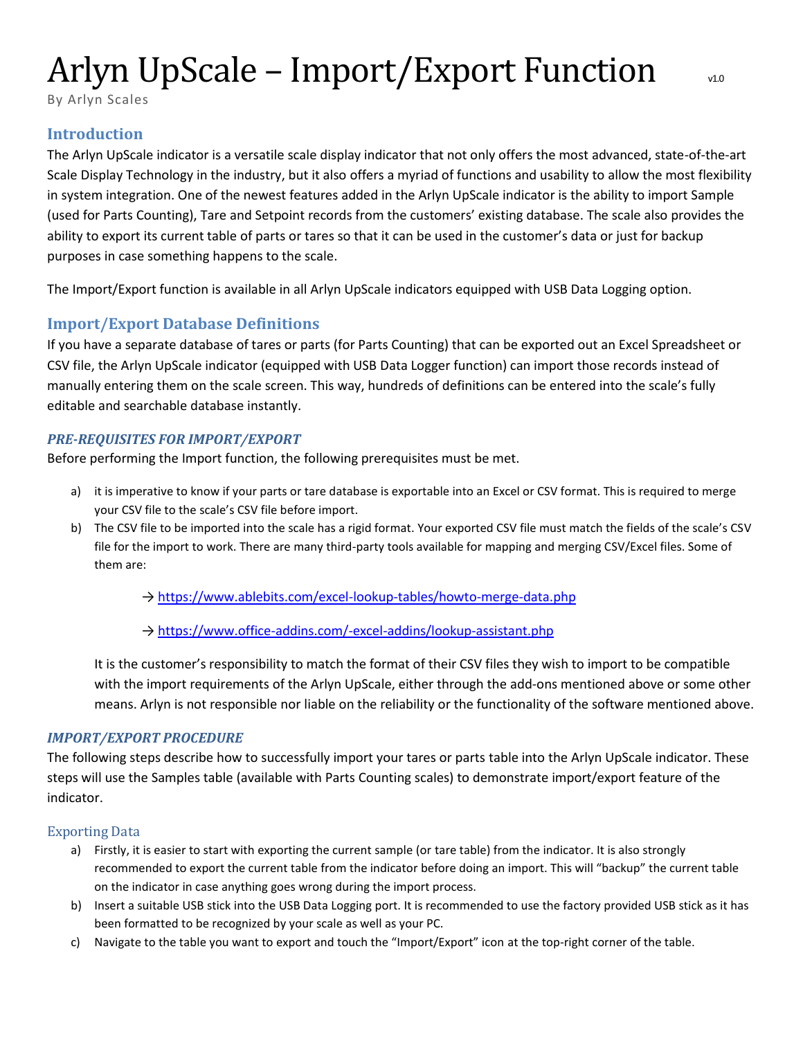# Arlyn UpScale – Import/Export Function

v1.0

By Arlyn Scales

## Introduction

The Arlyn UpScale indicator is a versatile scale display indicator that not only offers the most advanced, state-of-the-art Scale Display Technology in the industry, but it also offers a myriad of functions and usability to allow the most flexibility in system integration. One of the newest features added in the Arlyn UpScale indicator is the ability to import Sample (used for Parts Counting), Tare and Setpoint records from the customers' existing database. The scale also provides the ability to export its current table of parts or tares so that it can be used in the customer's data or just for backup purposes in case something happens to the scale.

The Import/Export function is available in all Arlyn UpScale indicators equipped with USB Data Logging option.

## Import/Export Database Definitions

If you have a separate database of tares or parts (for Parts Counting) that can be exported out an Excel Spreadsheet or CSV file, the Arlyn UpScale indicator (equipped with USB Data Logger function) can import those records instead of manually entering them on the scale screen. This way, hundreds of definitions can be entered into the scale's fully editable and searchable database instantly.

### *PRE-REQUISITES FOR IMPORT/EXPORT*

Before performing the Import function, the following prerequisites must be met.

a) it is imperative to know if your parts or tare database is exportable into an Excel or CSV format. This is required to merge your CSV file to the scale's CSV file before import.
b) The CSV file to be imported into the scale has a rigid format. Your exported CSV file must match the fields of the scale's CSV file for the import to work. There are many third-party tools available for mapping and merging CSV/Excel files. Some of them are:

   → https://www.ablebits.com/excel-lookup-tables/howto-merge-data.php

   → https://www.office-addins.com/-excel-addins/lookup-assistant.php

   It is the customer's responsibility to match the format of their CSV files they wish to import to be compatible with the import requirements of the Arlyn UpScale, either through the add-ons mentioned above or some other means. Arlyn is not responsible nor liable on the reliability or the functionality of the software mentioned above.

### *IMPORT/EXPORT PROCEDURE*

The following steps describe how to successfully import your tares or parts table into the Arlyn UpScale indicator. These steps will use the Samples table (available with Parts Counting scales) to demonstrate import/export feature of the indicator.

#### Exporting Data

a) Firstly, it is easier to start with exporting the current sample (or tare table) from the indicator. It is also strongly recommended to export the current table from the indicator before doing an import. This will "backup" the current table on the indicator in case anything goes wrong during the import process.
b) Insert a suitable USB stick into the USB Data Logging port. It is recommended to use the factory provided USB stick as it has been formatted to be recognized by your scale as well as your PC.
c) Navigate to the table you want to export and touch the "Import/Export" icon at the top-right corner of the table.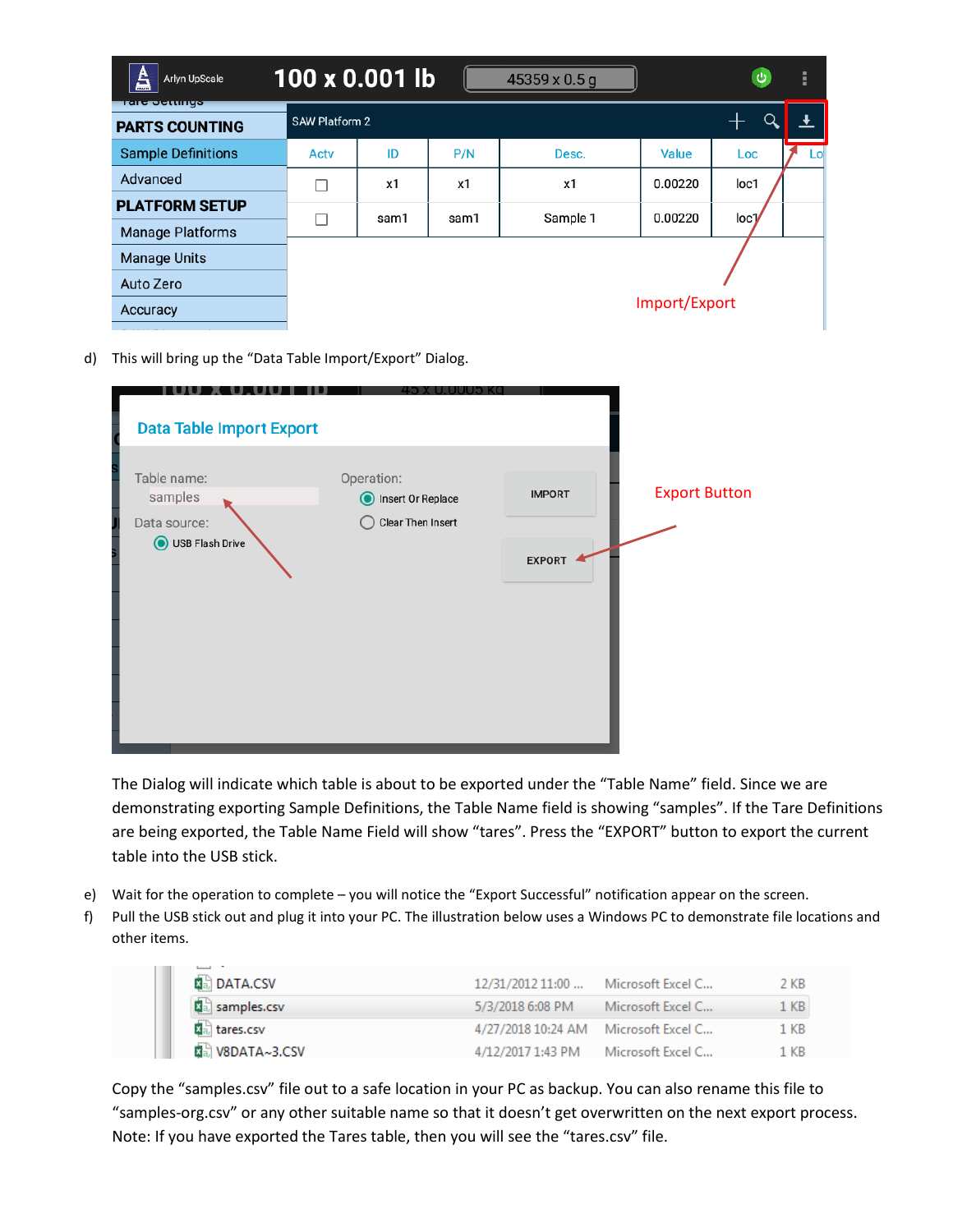d) This will bring up the "Data Table Import/Export" Dialog.

The Dialog will indicate which table is about to be exported under the "Table Name" field. Since we are demonstrating exporting Sample Definitions, the Table Name field is showing "samples". If the Tare Definitions are being exported, the Table Name Field will show "tares". Press the "EXPORT" button to export the current table into the USB stick.

e) Wait for the operation to complete – you will notice the "Export Successful" notification appear on the screen.

f) Pull the USB stick out and plug it into your PC. The illustration below uses a Windows PC to demonstrate file locations and other items.

Copy the "samples.csv" file out to a safe location in your PC as backup. You can also rename this file to "samples-org.csv" or any other suitable name so that it doesn't get overwritten on the next export process. Note: If you have exported the Tares table, then you will see the "tares.csv" file.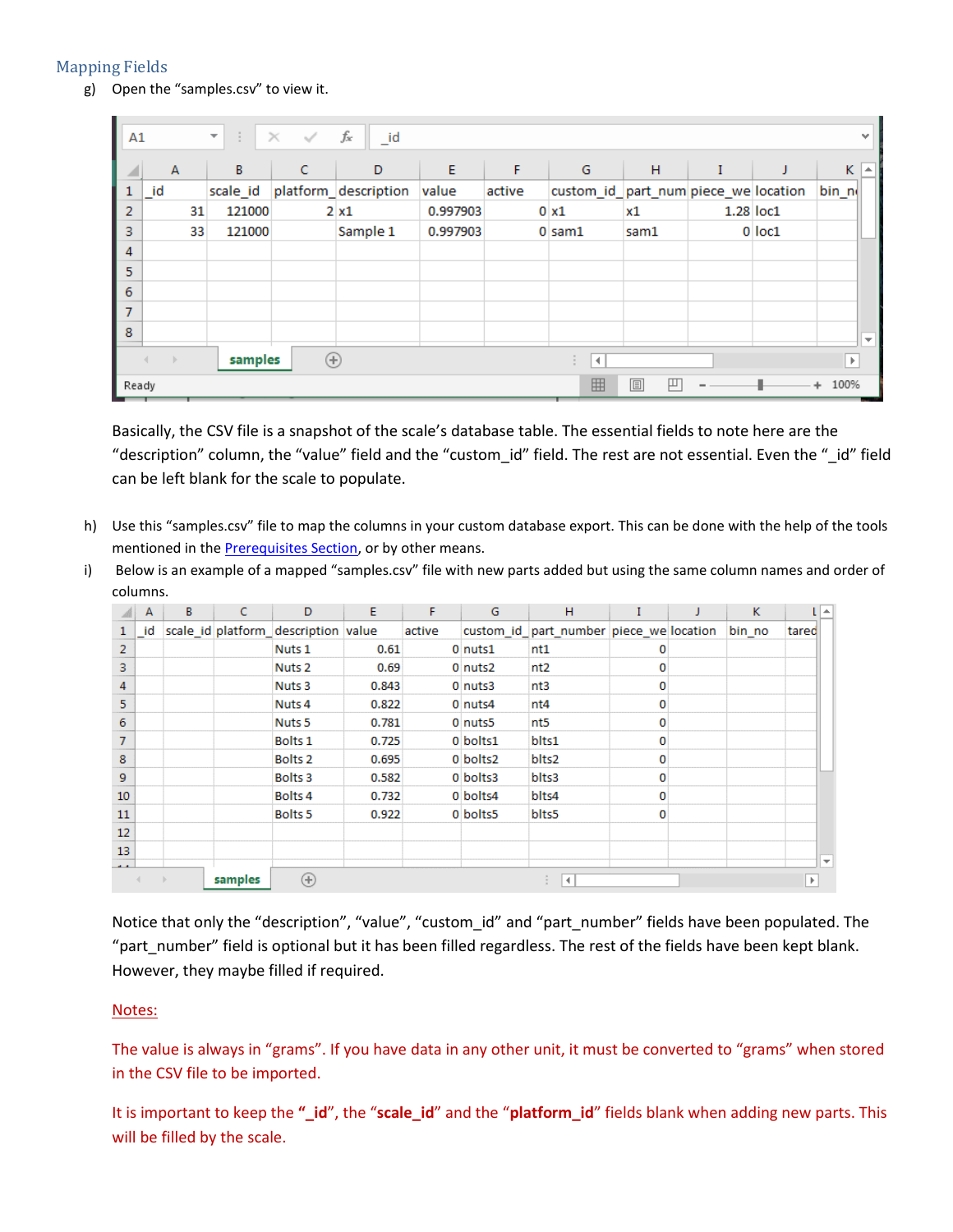## Mapping Fields

g) Open the “samples.csv” to view it.

| _id | scale_id | platform_ | description | value | active | custom_id_ | part_num | piece_we | location | bin_n |
|---|---|---|---|---|---|---|---|---|---|---|
| 31 | 121000 | 2 | x1 | 0.997903 | 0 | x1 | x1 | 1.28 | loc1 | |
| 33 | 121000 | | Sample 1 | 0.997903 | 0 | sam1 | sam1 | 0 | loc1 | |

Basically, the CSV file is a snapshot of the scale’s database table. The essential fields to note here are the “description” column, the “value” field and the “custom_id” field. The rest are not essential. Even the “_id” field can be left blank for the scale to populate.

h) Use this “samples.csv” file to map the columns in your custom database export. This can be done with the help of the tools mentioned in the [Prerequisites Section](#), or by other means.

i) Below is an example of a mapped “samples.csv” file with new parts added but using the same column names and order of columns.

| _id | scale_id | platform_ | description | value | active | custom_id_ | part_number | piece_we | location | bin_no | tared |
|---|---|---|---|---|---|---|---|---|---|---|---|
| | | | Nuts 1 | 0.61 | 0 | nuts1 | nt1 | 0 | | | |
| | | | Nuts 2 | 0.69 | 0 | nuts2 | nt2 | 0 | | | |
| | | | Nuts 3 | 0.843 | 0 | nuts3 | nt3 | 0 | | | |
| | | | Nuts 4 | 0.822 | 0 | nuts4 | nt4 | 0 | | | |
| | | | Nuts 5 | 0.781 | 0 | nuts5 | nt5 | 0 | | | |
| | | | Bolts 1 | 0.725 | 0 | bolts1 | blts1 | 0 | | | |
| | | | Bolts 2 | 0.695 | 0 | bolts2 | blts2 | 0 | | | |
| | | | Bolts 3 | 0.582 | 0 | bolts3 | blts3 | 0 | | | |
| | | | Bolts 4 | 0.732 | 0 | bolts4 | blts4 | 0 | | | |
| | | | Bolts 5 | 0.922 | 0 | bolts5 | blts5 | 0 | | | |

Notice that only the “description”, “value”, “custom_id” and “part_number” fields have been populated. The “part_number” field is optional but it has been filled regardless. The rest of the fields have been kept blank. However, they maybe filled if required.

Notes:

The value is always in “grams”. If you have data in any other unit, it must be converted to “grams” when stored in the CSV file to be imported.

It is important to keep the “**_id**”, the “**scale_id**” and the “**platform_id**” fields blank when adding new parts. This will be filled by the scale.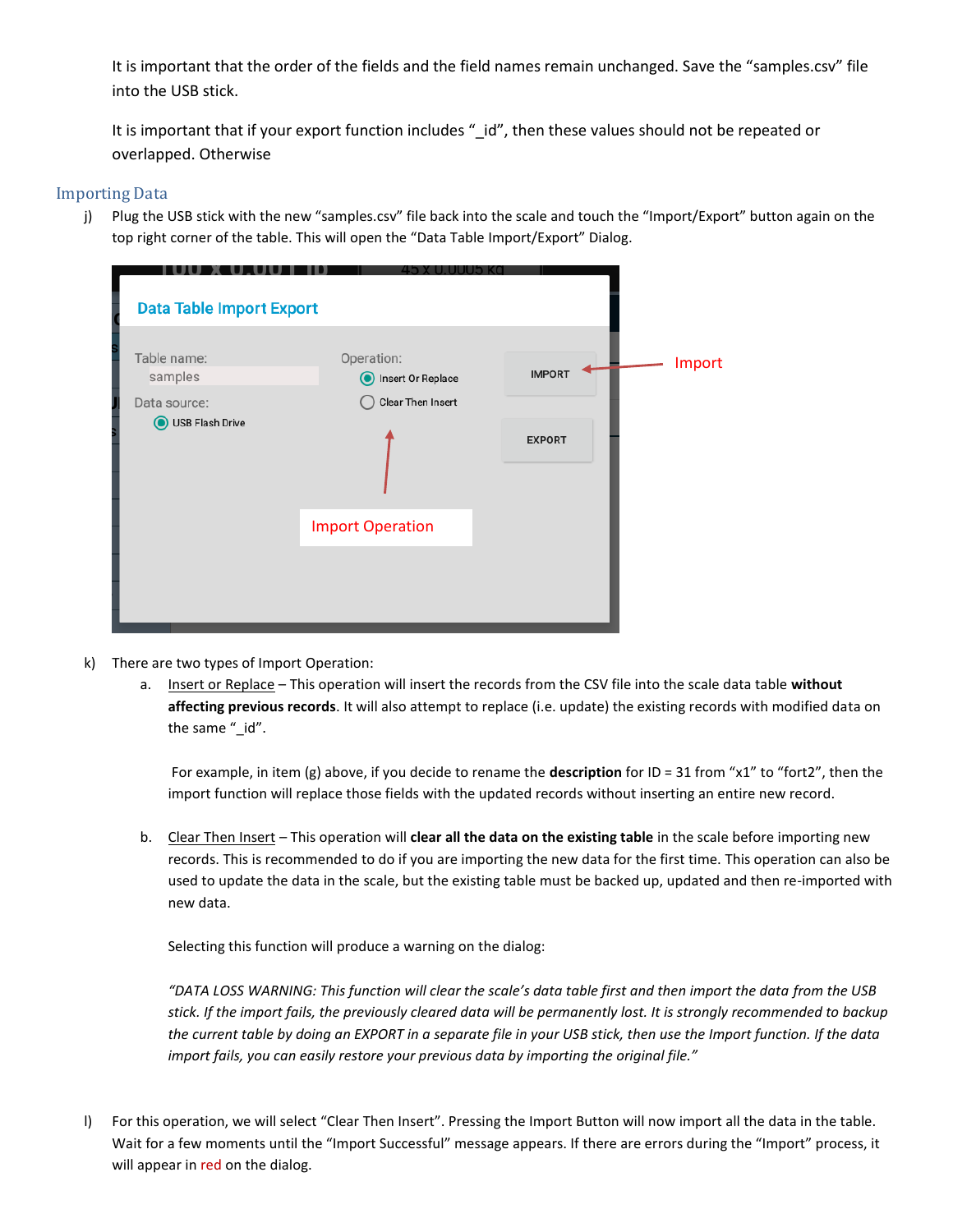It is important that the order of the fields and the field names remain unchanged. Save the "samples.csv" file into the USB stick.

It is important that if your export function includes "_id", then these values should not be repeated or overlapped. Otherwise

## Importing Data

j) Plug the USB stick with the new "samples.csv" file back into the scale and touch the "Import/Export" button again on the top right corner of the table. This will open the "Data Table Import/Export" Dialog.

k) There are two types of Import Operation:

   a. Insert or Replace – This operation will insert the records from the CSV file into the scale data table **without affecting previous records**. It will also attempt to replace (i.e. update) the existing records with modified data on the same "_id".

      For example, in item (g) above, if you decide to rename the **description** for ID = 31 from "x1" to "fort2", then the import function will replace those fields with the updated records without inserting an entire new record.

   b. Clear Then Insert – This operation will **clear all the data on the existing table** in the scale before importing new records. This is recommended to do if you are importing the new data for the first time. This operation can also be used to update the data in the scale, but the existing table must be backed up, updated and then re-imported with new data.

      Selecting this function will produce a warning on the dialog:

      *"DATA LOSS WARNING: This function will clear the scale's data table first and then import the data from the USB stick. If the import fails, the previously cleared data will be permanently lost. It is strongly recommended to backup the current table by doing an EXPORT in a separate file in your USB stick, then use the Import function. If the data import fails, you can easily restore your previous data by importing the original file."*

l) For this operation, we will select "Clear Then Insert". Pressing the Import Button will now import all the data in the table. Wait for a few moments until the "Import Successful" message appears. If there are errors during the "Import" process, it will appear in red on the dialog.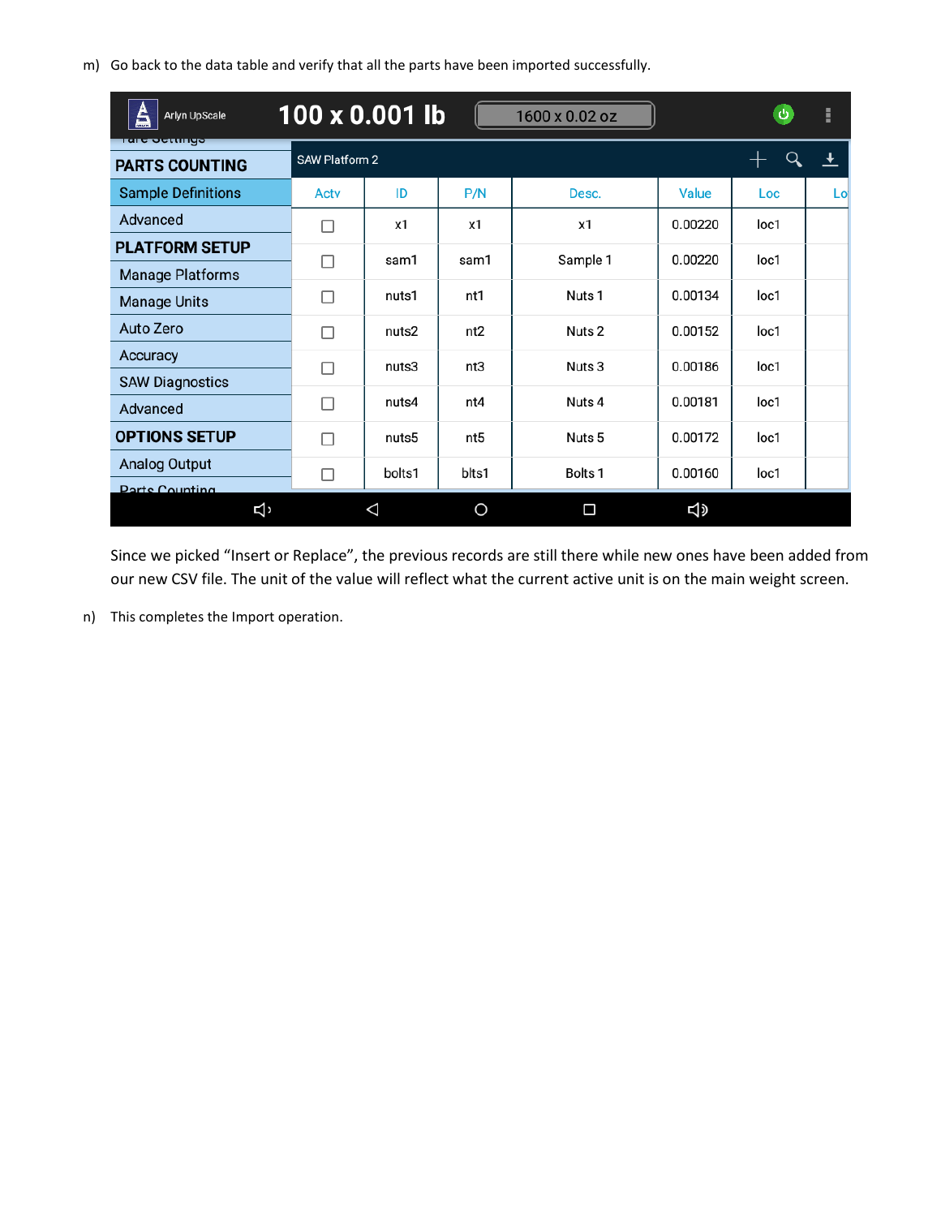m) Go back to the data table and verify that all the parts have been imported successfully.

Since we picked "Insert or Replace", the previous records are still there while new ones have been added from our new CSV file. The unit of the value will reflect what the current active unit is on the main weight screen.

n) This completes the Import operation.